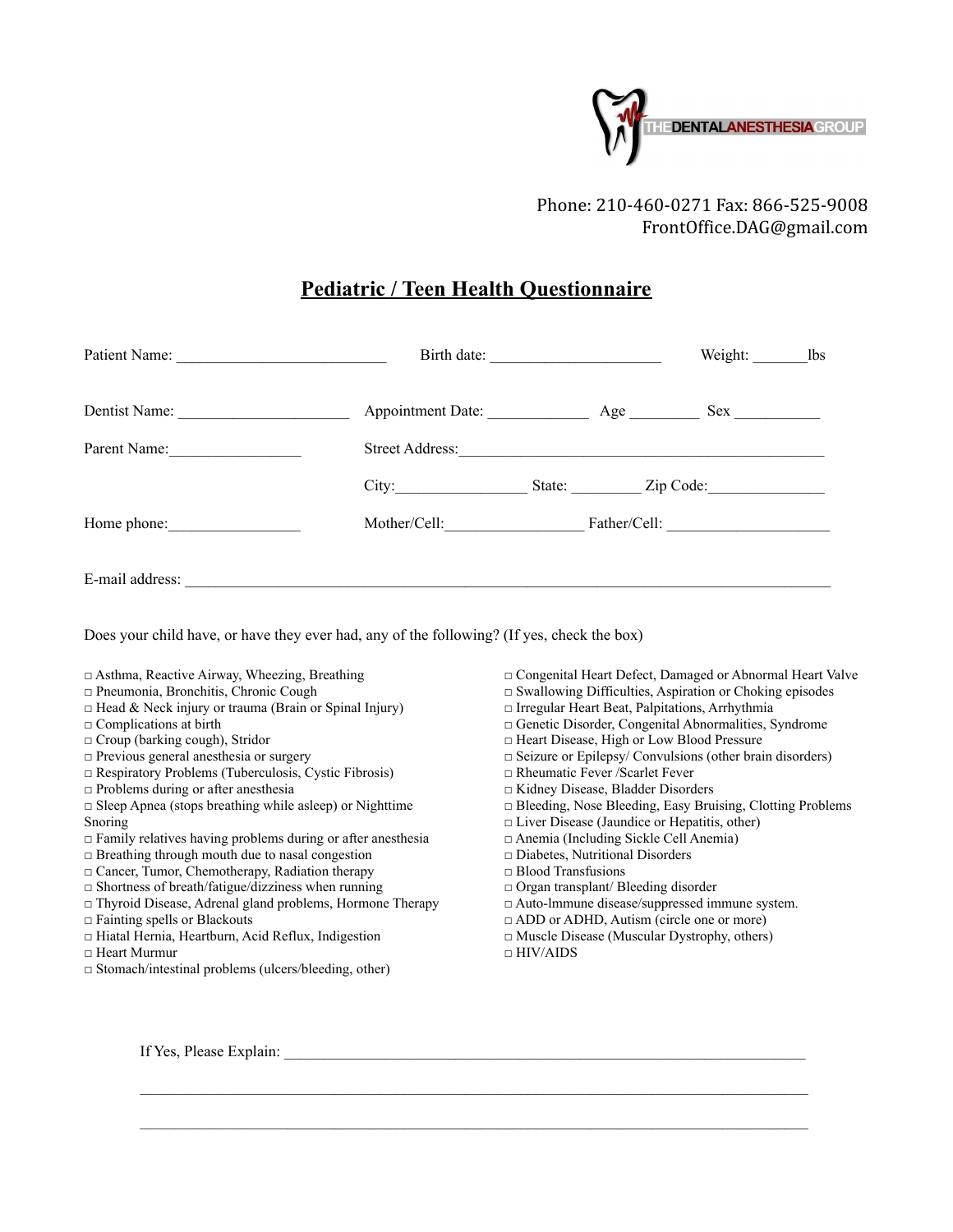THE DENTAL ANESTHESIA GROUP

Phone: 210-460-0271 Fax: 866-525-9008
FrontOffice.DAG@gmail.com

# Pediatric / Teen Health Questionnaire

Patient Name: ___________________________ Birth date: ______________________ Weight: _______lbs

Dentist Name: ______________________ Appointment Date: _____________ Age _________ Sex ___________

Parent Name:_________________ Street Address:_______________________________________________

City:_________________ State: _________ Zip Code:_______________

Home phone:_________________ Mother/Cell:__________________ Father/Cell: _____________________

E-mail address: ___________________________________________________________________________________

Does your child have, or have they ever had, any of the following? (If yes, check the box)

- □ Asthma, Reactive Airway, Wheezing, Breathing
- □ Pneumonia, Bronchitis, Chronic Cough
- □ Head & Neck injury or trauma (Brain or Spinal Injury)
- □ Complications at birth
- □ Croup (barking cough), Stridor
- □ Previous general anesthesia or surgery
- □ Respiratory Problems (Tuberculosis, Cystic Fibrosis)
- □ Problems during or after anesthesia
- □ Sleep Apnea (stops breathing while asleep) or Nighttime Snoring
- □ Family relatives having problems during or after anesthesia
- □ Breathing through mouth due to nasal congestion
- □ Cancer, Tumor, Chemotherapy, Radiation therapy
- □ Shortness of breath/fatigue/dizziness when running
- □ Thyroid Disease, Adrenal gland problems, Hormone Therapy
- □ Fainting spells or Blackouts
- □ Hiatal Hernia, Heartburn, Acid Reflux, Indigestion
- □ Heart Murmur
- □ Stomach/intestinal problems (ulcers/bleeding, other)
- □ Congenital Heart Defect, Damaged or Abnormal Heart Valve
- □ Swallowing Difficulties, Aspiration or Choking episodes
- □ Irregular Heart Beat, Palpitations, Arrhythmia
- □ Genetic Disorder, Congenital Abnormalities, Syndrome
- □ Heart Disease, High or Low Blood Pressure
- □ Seizure or Epilepsy/ Convulsions (other brain disorders)
- □ Rheumatic Fever /Scarlet Fever
- □ Kidney Disease, Bladder Disorders
- □ Bleeding, Nose Bleeding, Easy Bruising, Clotting Problems
- □ Liver Disease (Jaundice or Hepatitis, other)
- □ Anemia (Including Sickle Cell Anemia)
- □ Diabetes, Nutritional Disorders
- □ Blood Transfusions
- □ Organ transplant/ Bleeding disorder
- □ Auto-lmmune disease/suppressed immune system.
- □ ADD or ADHD, Autism (circle one or more)
- □ Muscle Disease (Muscular Dystrophy, others)
- □ HIV/AIDS

If Yes, Please Explain: ____________________________________________________________________

_____________________________________________________________________________________

_____________________________________________________________________________________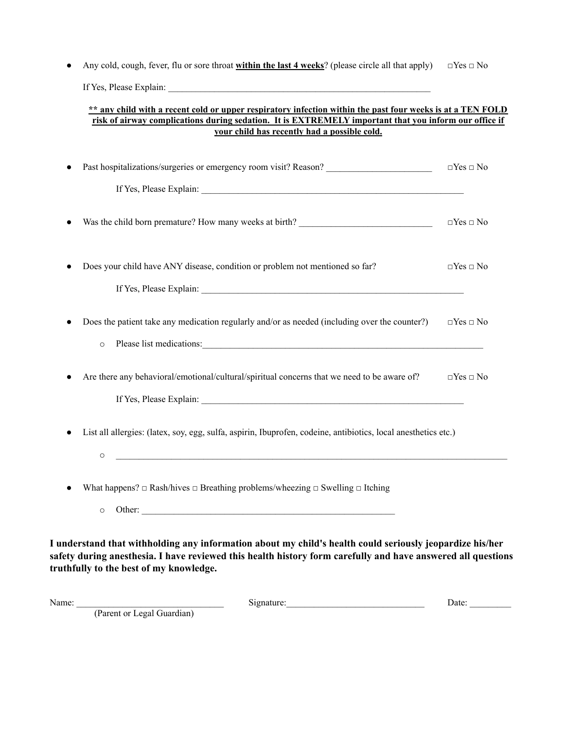- Any cold, cough, fever, flu or sore throat **<u>within the last 4 weeks</u>**? (please circle all that apply) □Yes □ No

  If Yes, Please Explain: ___________________________________________________________

  **<u>** any child with a recent cold or upper respiratory infection within the past four weeks is at a TEN FOLD risk of airway complications during sedation. It is EXTREMELY important that you inform our office if your child has recently had a possible cold.</u>**

- Past hospitalizations/surgeries or emergency room visit? Reason? _______________________ □Yes □ No

  If Yes, Please Explain: ___________________________________________________________

- Was the child born premature? How many weeks at birth? _____________________________ □Yes □ No

- Does your child have ANY disease, condition or problem not mentioned so far? □Yes □ No

  If Yes, Please Explain: ___________________________________________________________

- Does the patient take any medication regularly and/or as needed (including over the counter?) □Yes □ No
  - Please list medications:_________________________________________________________________

- Are there any behavioral/emotional/cultural/spiritual concerns that we need to be aware of? □Yes □ No

  If Yes, Please Explain: ___________________________________________________________

- List all allergies: (latex, soy, egg, sulfa, aspirin, Ibuprofen, codeine, antibiotics, local anesthetics etc.)
  - ___________________________________________________________________________________________

- What happens? □ Rash/hives □ Breathing problems/wheezing □ Swelling □ Itching
  - Other: _________________________________________________________

**I understand that withholding any information about my child's health could seriously jeopardize his/her safety during anesthesia. I have reviewed this health history form carefully and have answered all questions truthfully to the best of my knowledge.**

Name: _______________________________ Signature:_____________________________ Date: _________
(Parent or Legal Guardian)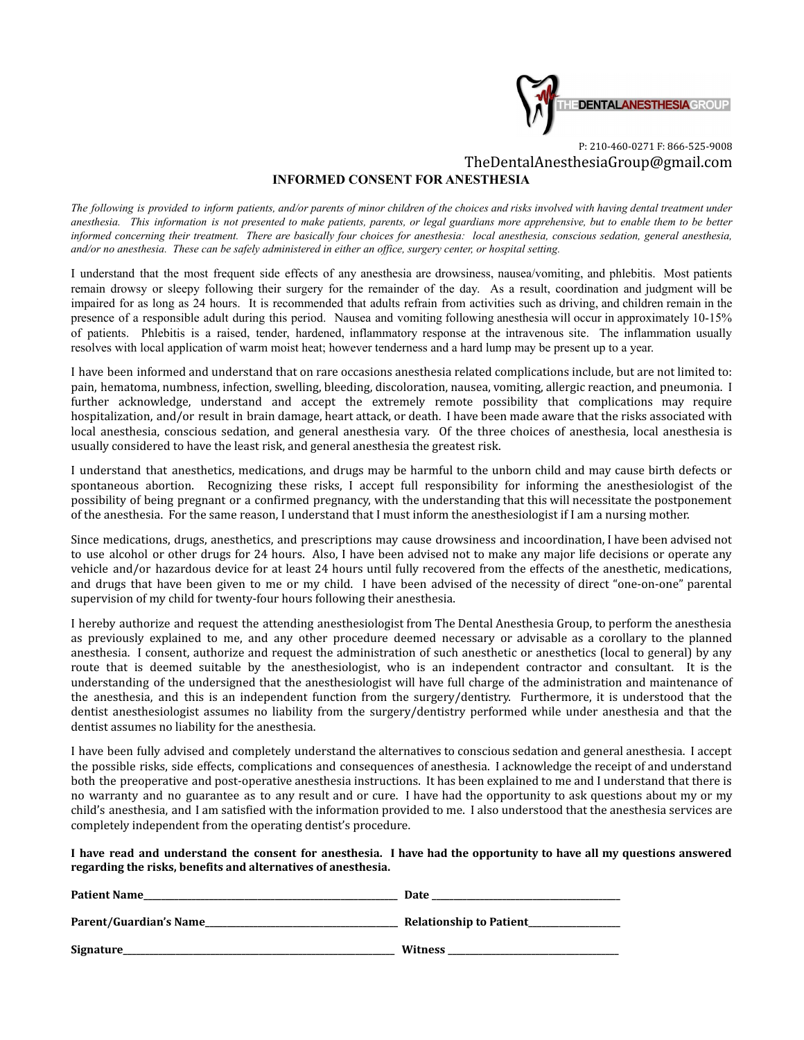THEDENTALANESTHESIAGROUP

P: 210-460-0271 F: 866-525-9008

TheDentalAnesthesiaGroup@gmail.com

# INFORMED CONSENT FOR ANESTHESIA

*The following is provided to inform patients, and/or parents of minor children of the choices and risks involved with having dental treatment under anesthesia. This information is not presented to make patients, parents, or legal guardians more apprehensive, but to enable them to be better informed concerning their treatment. There are basically four choices for anesthesia: local anesthesia, conscious sedation, general anesthesia, and/or no anesthesia. These can be safely administered in either an office, surgery center, or hospital setting.*

I understand that the most frequent side effects of any anesthesia are drowsiness, nausea/vomiting, and phlebitis. Most patients remain drowsy or sleepy following their surgery for the remainder of the day. As a result, coordination and judgment will be impaired for as long as 24 hours. It is recommended that adults refrain from activities such as driving, and children remain in the presence of a responsible adult during this period. Nausea and vomiting following anesthesia will occur in approximately 10-15% of patients. Phlebitis is a raised, tender, hardened, inflammatory response at the intravenous site. The inflammation usually resolves with local application of warm moist heat; however tenderness and a hard lump may be present up to a year.

I have been informed and understand that on rare occasions anesthesia related complications include, but are not limited to: pain, hematoma, numbness, infection, swelling, bleeding, discoloration, nausea, vomiting, allergic reaction, and pneumonia. I further acknowledge, understand and accept the extremely remote possibility that complications may require hospitalization, and/or result in brain damage, heart attack, or death. I have been made aware that the risks associated with local anesthesia, conscious sedation, and general anesthesia vary. Of the three choices of anesthesia, local anesthesia is usually considered to have the least risk, and general anesthesia the greatest risk.

I understand that anesthetics, medications, and drugs may be harmful to the unborn child and may cause birth defects or spontaneous abortion. Recognizing these risks, I accept full responsibility for informing the anesthesiologist of the possibility of being pregnant or a confirmed pregnancy, with the understanding that this will necessitate the postponement of the anesthesia. For the same reason, I understand that I must inform the anesthesiologist if I am a nursing mother.

Since medications, drugs, anesthetics, and prescriptions may cause drowsiness and incoordination, I have been advised not to use alcohol or other drugs for 24 hours. Also, I have been advised not to make any major life decisions or operate any vehicle and/or hazardous device for at least 24 hours until fully recovered from the effects of the anesthetic, medications, and drugs that have been given to me or my child. I have been advised of the necessity of direct "one-on-one" parental supervision of my child for twenty-four hours following their anesthesia.

I hereby authorize and request the attending anesthesiologist from The Dental Anesthesia Group, to perform the anesthesia as previously explained to me, and any other procedure deemed necessary or advisable as a corollary to the planned anesthesia. I consent, authorize and request the administration of such anesthetic or anesthetics (local to general) by any route that is deemed suitable by the anesthesiologist, who is an independent contractor and consultant. It is the understanding of the undersigned that the anesthesiologist will have full charge of the administration and maintenance of the anesthesia, and this is an independent function from the surgery/dentistry. Furthermore, it is understood that the dentist anesthesiologist assumes no liability from the surgery/dentistry performed while under anesthesia and that the dentist assumes no liability for the anesthesia.

I have been fully advised and completely understand the alternatives to conscious sedation and general anesthesia. I accept the possible risks, side effects, complications and consequences of anesthesia. I acknowledge the receipt of and understand both the preoperative and post-operative anesthesia instructions. It has been explained to me and I understand that there is no warranty and no guarantee as to any result and or cure. I have had the opportunity to ask questions about my or my child's anesthesia, and I am satisfied with the information provided to me. I also understood that the anesthesia services are completely independent from the operating dentist's procedure.

**I have read and understand the consent for anesthesia. I have had the opportunity to have all my questions answered regarding the risks, benefits and alternatives of anesthesia.**

**Patient Name**______________________________ **Date** ______________________

**Parent/Guardian's Name**______________________ **Relationship to Patient**__________

**Signature**________________________________ **Witness** ____________________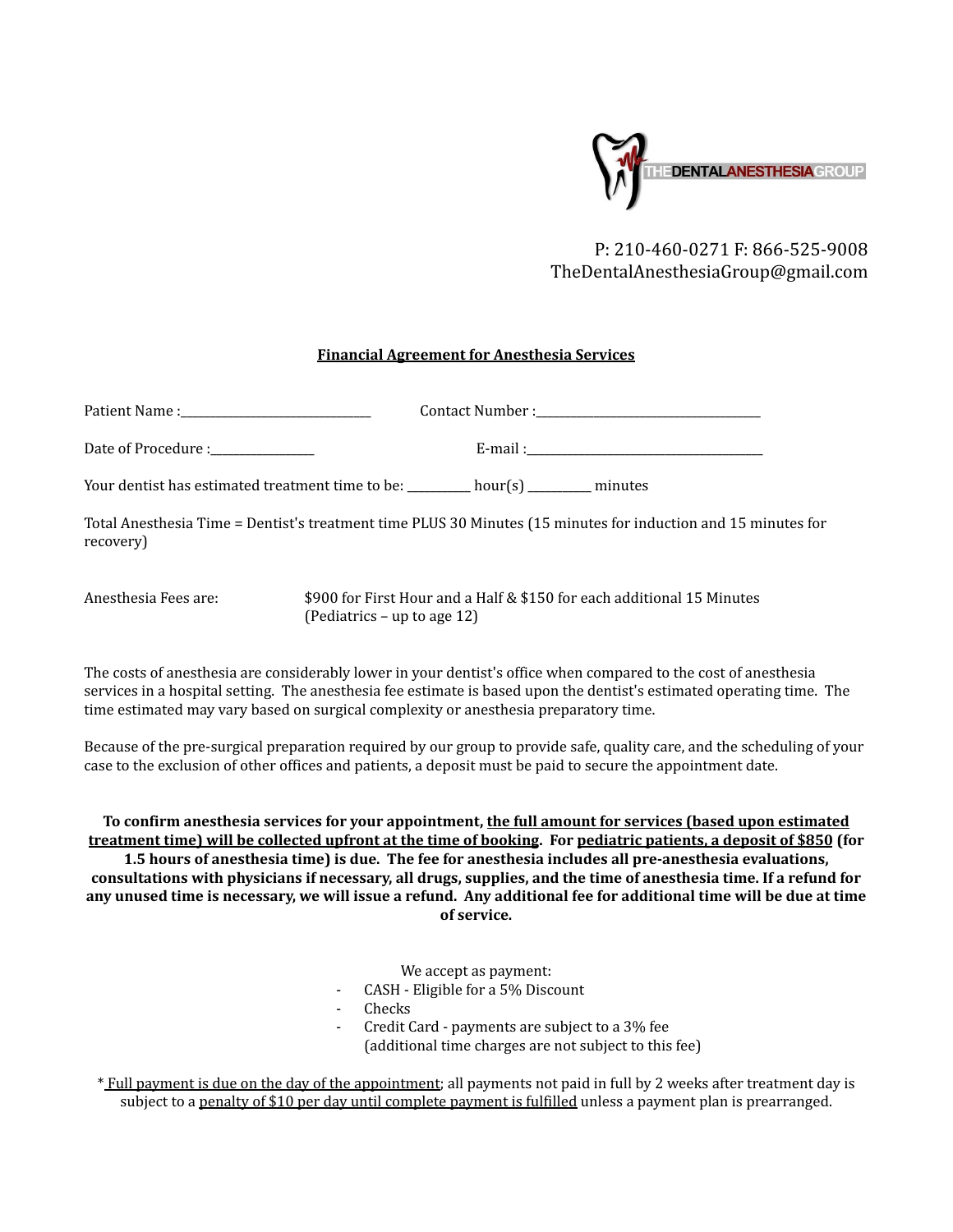THEDENTALANESTHESIAGROUP

P: 210-460-0271 F: 866-525-9008
TheDentalAnesthesiaGroup@gmail.com

**Financial Agreement for Anesthesia Services**

Patient Name :______________________________ Contact Number :___________________________________

Date of Procedure :________________ E-mail :_____________________________________

Your dentist has estimated treatment time to be: __________ hour(s) __________ minutes

Total Anesthesia Time = Dentist's treatment time PLUS 30 Minutes (15 minutes for induction and 15 minutes for recovery)

Anesthesia Fees are: $900 for First Hour and a Half & $150 for each additional 15 Minutes (Pediatrics – up to age 12)

The costs of anesthesia are considerably lower in your dentist's office when compared to the cost of anesthesia services in a hospital setting. The anesthesia fee estimate is based upon the dentist's estimated operating time. The time estimated may vary based on surgical complexity or anesthesia preparatory time.

Because of the pre-surgical preparation required by our group to provide safe, quality care, and the scheduling of your case to the exclusion of other offices and patients, a deposit must be paid to secure the appointment date.

**To confirm anesthesia services for your appointment, <u>the full amount for services (based upon estimated treatment time) will be collected upfront at the time of booking</u>. For <u>pediatric patients, a deposit of $850</u> (for 1.5 hours of anesthesia time) is due. The fee for anesthesia includes all pre-anesthesia evaluations, consultations with physicians if necessary, all drugs, supplies, and the time of anesthesia time. If a refund for any unused time is necessary, we will issue a refund. Any additional fee for additional time will be due at time of service.**

We accept as payment:

- CASH - Eligible for a 5% Discount
- Checks
- Credit Card - payments are subject to a 3% fee (additional time charges are not subject to this fee)

* <u>Full payment is due on the day of the appointment</u>; all payments not paid in full by 2 weeks after treatment day is subject to a <u>penalty of $10 per day until complete payment is fulfilled</u> unless a payment plan is prearranged.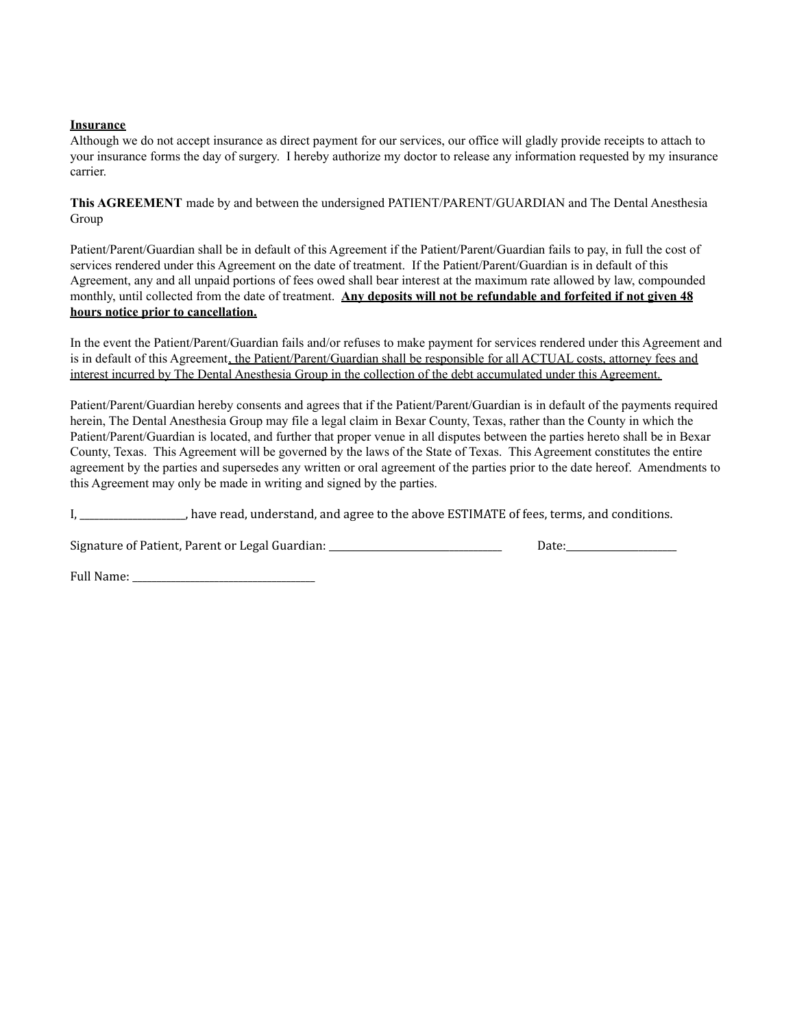**Insurance**

Although we do not accept insurance as direct payment for our services, our office will gladly provide receipts to attach to your insurance forms the day of surgery. I hereby authorize my doctor to release any information requested by my insurance carrier.

**This AGREEMENT** made by and between the undersigned PATIENT/PARENT/GUARDIAN and The Dental Anesthesia Group

Patient/Parent/Guardian shall be in default of this Agreement if the Patient/Parent/Guardian fails to pay, in full the cost of services rendered under this Agreement on the date of treatment. If the Patient/Parent/Guardian is in default of this Agreement, any and all unpaid portions of fees owed shall bear interest at the maximum rate allowed by law, compounded monthly, until collected from the date of treatment. **Any deposits will not be refundable and forfeited if not given 48 hours notice prior to cancellation.**

In the event the Patient/Parent/Guardian fails and/or refuses to make payment for services rendered under this Agreement and is in default of this Agreement, the Patient/Parent/Guardian shall be responsible for all ACTUAL costs, attorney fees and interest incurred by The Dental Anesthesia Group in the collection of the debt accumulated under this Agreement.

Patient/Parent/Guardian hereby consents and agrees that if the Patient/Parent/Guardian is in default of the payments required herein, The Dental Anesthesia Group may file a legal claim in Bexar County, Texas, rather than the County in which the Patient/Parent/Guardian is located, and further that proper venue in all disputes between the parties hereto shall be in Bexar County, Texas. This Agreement will be governed by the laws of the State of Texas. This Agreement constitutes the entire agreement by the parties and supersedes any written or oral agreement of the parties prior to the date hereof. Amendments to this Agreement may only be made in writing and signed by the parties.

I, ___________________, have read, understand, and agree to the above ESTIMATE of fees, terms, and conditions.

Signature of Patient, Parent or Legal Guardian: ________________________________ Date:____________________

Full Name: ________________________________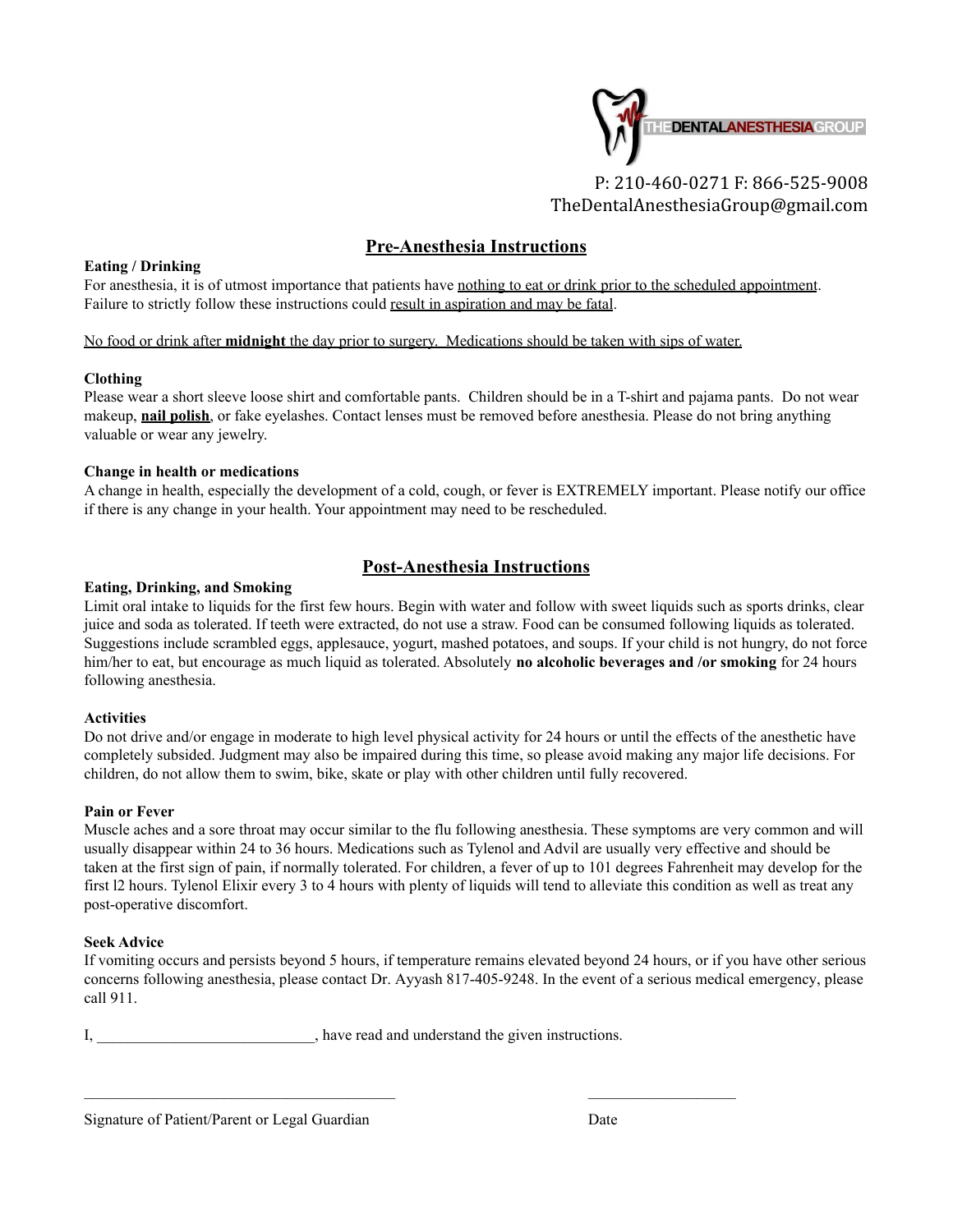THEDENTALANESTHESIAGROUP

P: 210-460-0271 F: 866-525-9008
TheDentalAnesthesiaGroup@gmail.com

## Pre-Anesthesia Instructions

**Eating / Drinking**
For anesthesia, it is of utmost importance that patients have nothing to eat or drink prior to the scheduled appointment. Failure to strictly follow these instructions could result in aspiration and may be fatal.

No food or drink after **midnight** the day prior to surgery. Medications should be taken with sips of water.

**Clothing**
Please wear a short sleeve loose shirt and comfortable pants. Children should be in a T-shirt and pajama pants. Do not wear makeup, **nail polish**, or fake eyelashes. Contact lenses must be removed before anesthesia. Please do not bring anything valuable or wear any jewelry.

**Change in health or medications**
A change in health, especially the development of a cold, cough, or fever is EXTREMELY important. Please notify our office if there is any change in your health. Your appointment may need to be rescheduled.

## Post-Anesthesia Instructions

**Eating, Drinking, and Smoking**
Limit oral intake to liquids for the first few hours. Begin with water and follow with sweet liquids such as sports drinks, clear juice and soda as tolerated. If teeth were extracted, do not use a straw. Food can be consumed following liquids as tolerated. Suggestions include scrambled eggs, applesauce, yogurt, mashed potatoes, and soups. If your child is not hungry, do not force him/her to eat, but encourage as much liquid as tolerated. Absolutely **no alcoholic beverages and /or smoking** for 24 hours following anesthesia.

**Activities**
Do not drive and/or engage in moderate to high level physical activity for 24 hours or until the effects of the anesthetic have completely subsided. Judgment may also be impaired during this time, so please avoid making any major life decisions. For children, do not allow them to swim, bike, skate or play with other children until fully recovered.

**Pain or Fever**
Muscle aches and a sore throat may occur similar to the flu following anesthesia. These symptoms are very common and will usually disappear within 24 to 36 hours. Medications such as Tylenol and Advil are usually very effective and should be taken at the first sign of pain, if normally tolerated. For children, a fever of up to 101 degrees Fahrenheit may develop for the first l2 hours. Tylenol Elixir every 3 to 4 hours with plenty of liquids will tend to alleviate this condition as well as treat any post-operative discomfort.

**Seek Advice**
If vomiting occurs and persists beyond 5 hours, if temperature remains elevated beyond 24 hours, or if you have other serious concerns following anesthesia, please contact Dr. Ayyash 817-405-9248. In the event of a serious medical emergency, please call 911.

I, ___________________________, have read and understand the given instructions.

_________________________________________ ____________________

Signature of Patient/Parent or Legal Guardian Date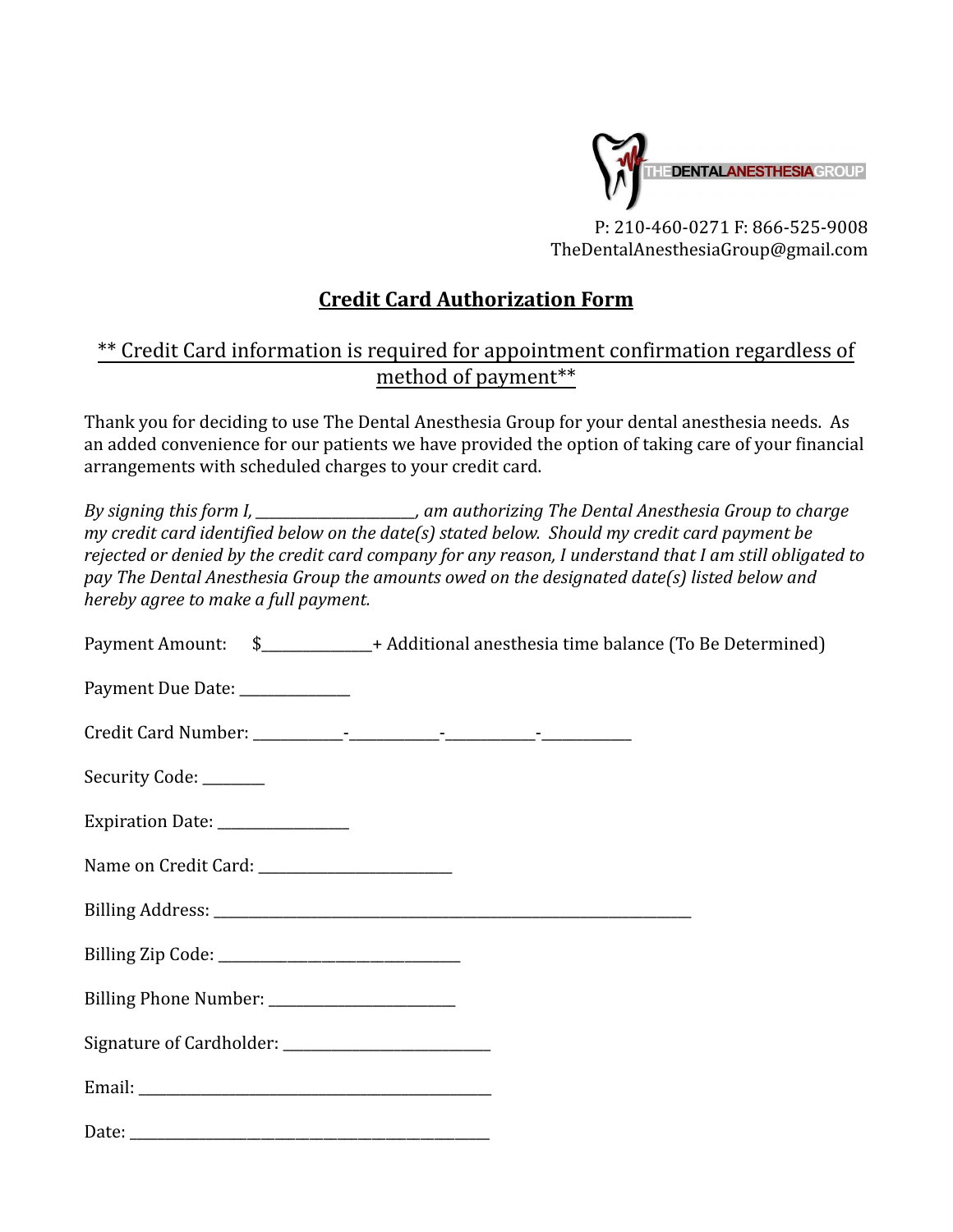THEDENTALANESTHESIAGROUP

P: 210-460-0271 F: 866-525-9008
TheDentalAnesthesiaGroup@gmail.com

# Credit Card Authorization Form

## ** Credit Card information is required for appointment confirmation regardless of method of payment**

Thank you for deciding to use The Dental Anesthesia Group for your dental anesthesia needs. As an added convenience for our patients we have provided the option of taking care of your financial arrangements with scheduled charges to your credit card.

*By signing this form I, ______________________, am authorizing The Dental Anesthesia Group to charge my credit card identified below on the date(s) stated below. Should my credit card payment be rejected or denied by the credit card company for any reason, I understand that I am still obligated to pay The Dental Anesthesia Group the amounts owed on the designated date(s) listed below and hereby agree to make a full payment.*

Payment Amount: $_______________+ Additional anesthesia time balance (To Be Determined)

Payment Due Date: _______________

Credit Card Number: ____________-____________-____________-____________

Security Code: ________

Expiration Date: __________________

Name on Credit Card: ___________________________

Billing Address: ____________________________________________________________________

Billing Zip Code: __________________________________

Billing Phone Number: __________________________

Signature of Cardholder: ____________________________

Email: _________________________________________________

Date: __________________________________________________